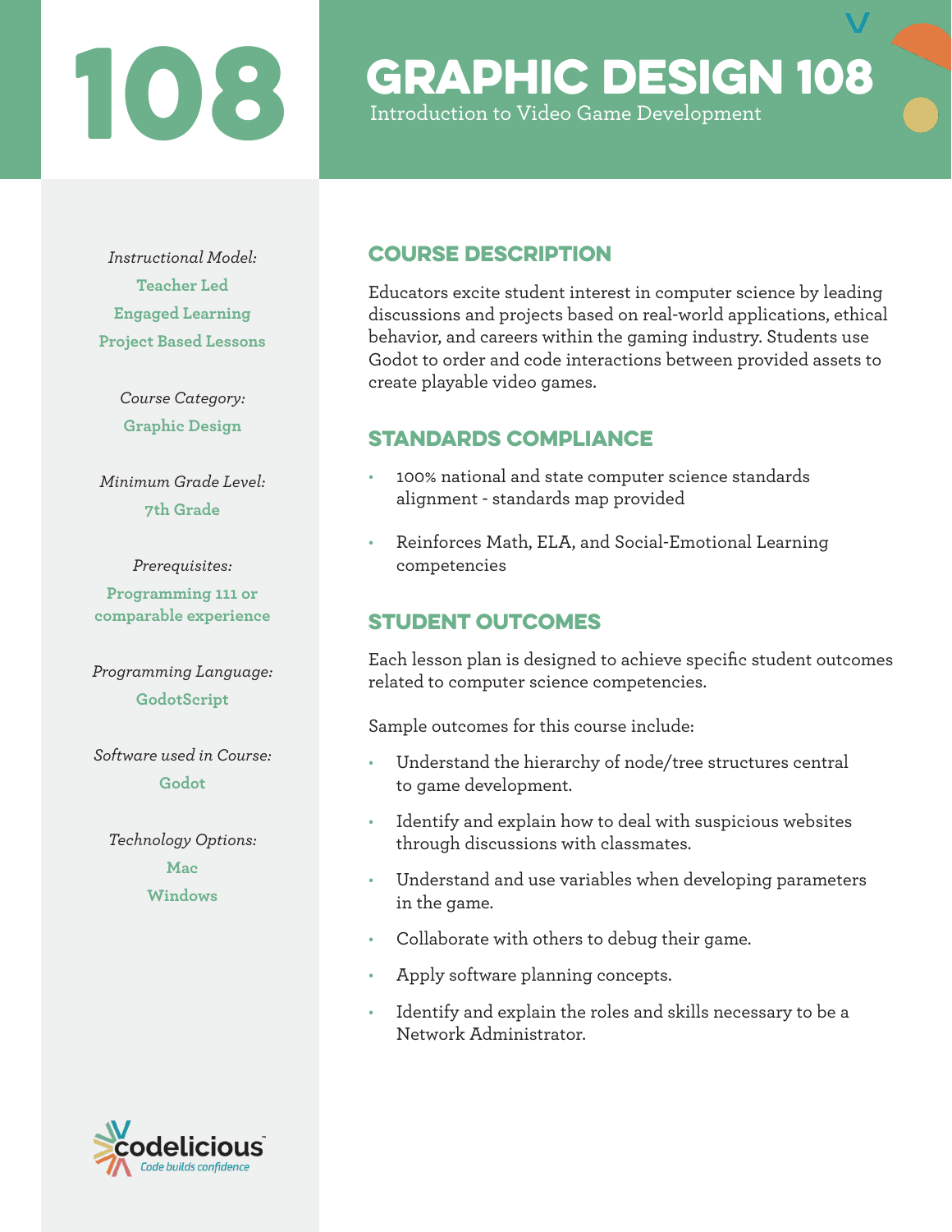# 108

# GRAPHIC DESIGN 108

Introduction to Video Game Development

*Instructional Model:*

**Teacher Led**

**Engaged Learning**

**Project Based Lessons**

*Course Category:*

**Graphic Design**

*Minimum Grade Level:*

**7th Grade**

*Prerequisites:*

**Programming 111 or comparable experience**

*Programming Language:*

**GodotScript**

*Software used in Course:*

**Godot**

*Technology Options:*

**Mac**

**Windows**

## COURSE DESCRIPTION

Educators excite student interest in computer science by leading discussions and projects based on real-world applications, ethical behavior, and careers within the gaming industry. Students use Godot to order and code interactions between provided assets to create playable video games.

## STANDARDS COMPLIANCE

- 100% national and state computer science standards alignment - standards map provided
- Reinforces Math, ELA, and Social-Emotional Learning competencies

## STUDENT OUTCOMES

Each lesson plan is designed to achieve specific student outcomes related to computer science competencies.

Sample outcomes for this course include:

- Understand the hierarchy of node/tree structures central to game development.
- Identify and explain how to deal with suspicious websites through discussions with classmates.
- Understand and use variables when developing parameters in the game.
- Collaborate with others to debug their game.
- Apply software planning concepts.
- Identify and explain the roles and skills necessary to be a Network Administrator.

codelicious™
Code builds confidence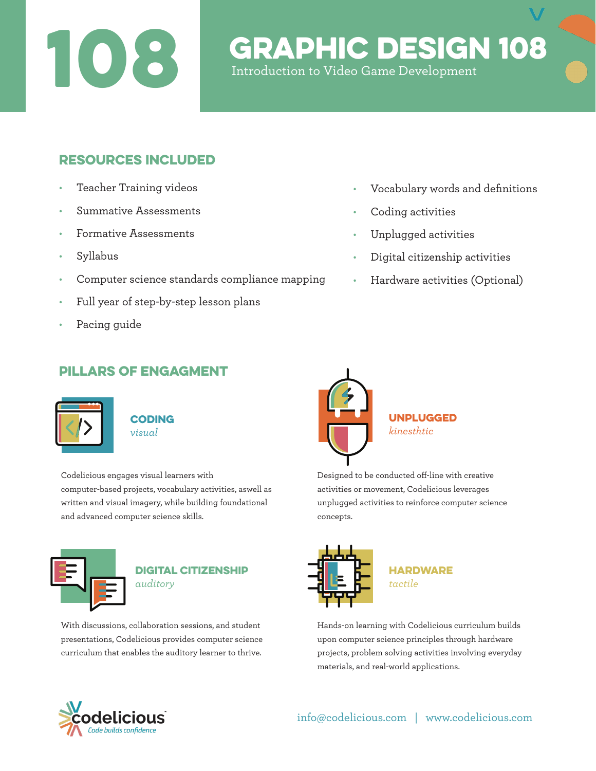# 108

# GRAPHIC DESIGN 108

Introduction to Video Game Development

## RESOURCES INCLUDED

- Teacher Training videos
- Summative Assessments
- Formative Assessments
- Syllabus
- Computer science standards compliance mapping
- Full year of step-by-step lesson plans
- Pacing guide
- Vocabulary words and definitions
- Coding activities
- Unplugged activities
- Digital citizenship activities
- Hardware activities (Optional)

## PILLARS OF ENGAGMENT

### CODING
*visual*

Codelicious engages visual learners with computer-based projects, vocabulary activities, aswell as written and visual imagery, while building foundational and advanced computer science skills.

### UNPLUGGED
*kinesthtic*

Designed to be conducted off-line with creative activities or movement, Codelicious leverages unplugged activities to reinforce computer science concepts.

### DIGITAL CITIZENSHIP
*auditory*

With discussions, collaboration sessions, and student presentations, Codelicious provides computer science curriculum that enables the auditory learner to thrive.

### HARDWARE
*tactile*

Hands-on learning with Codelicious curriculum builds upon computer science principles through hardware projects, problem solving activities involving everyday materials, and real-world applications.

codelicious™
Code builds confidence

info@codelicious.com | www.codelicious.com